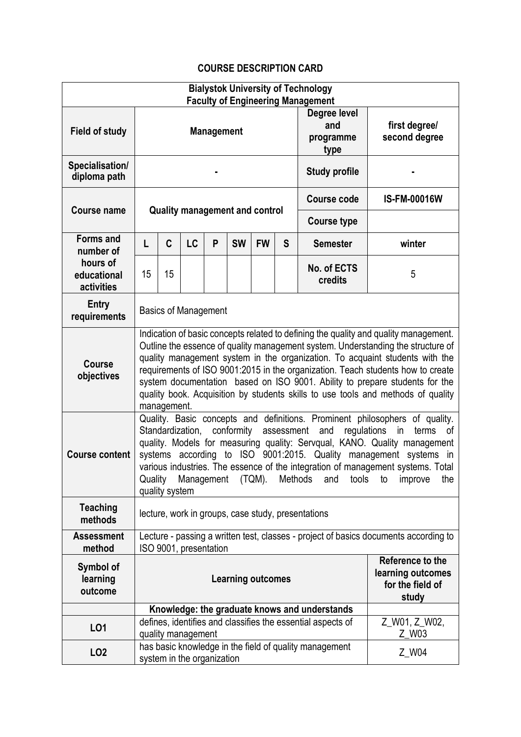# COURSE DESCRIPTION CARD

| Bialystok University of Technology<br>Faculty of Engineering Management | | | | | | | | | |
|---|---|---|---|---|---|---|---|---|---|
| **Field of study** | **Management** | | | | | | | **Degree level and programme type** | **first degree/ second degree** |
| **Specialisation/ diploma path** | - | | | | | | | **Study profile** | - |
| **Course name** | **Quality management and control** | | | | | | | **Course code** | **IS-FM-00016W** |
| | | | | | | | | **Course type** | |
| **Forms and number of hours of educational activities** | **L** | **C** | **LC** | **P** | **SW** | **FW** | **S** | **Semester** | **winter** |
| | 15 | 15 | | | | | | **No. of ECTS credits** | 5 |
| **Entry requirements** | Basics of Management | | | | | | | | |
| **Course objectives** | Indication of basic concepts related to defining the quality and quality management. Outline the essence of quality management system. Understanding the structure of quality management system in the organization. To acquaint students with the requirements of ISO 9001:2015 in the organization. Teach students how to create system documentation based on ISO 9001. Ability to prepare students for the quality book. Acquisition by students skills to use tools and methods of quality management. | | | | | | | | |
| **Course content** | Quality. Basic concepts and definitions. Prominent philosophers of quality. Standardization, conformity assessment and regulations in terms of quality. Models for measuring quality: Servqual, KANO. Quality management systems according to ISO 9001:2015. Quality management systems in various industries. The essence of the integration of management systems. Total Quality Management (TQM). Methods and tools to improve the quality system | | | | | | | | |
| **Teaching methods** | lecture, work in groups, case study, presentations | | | | | | | | |
| **Assessment method** | Lecture - passing a written test, classes - project of basics documents according to ISO 9001, presentation | | | | | | | | |
| **Symbol of learning outcome** | **Learning outcomes** | | | | | | | | **Reference to the learning outcomes for the field of study** |
| | **Knowledge: the graduate knows and understands** | | | | | | | | |
| **LO1** | defines, identifies and classifies the essential aspects of quality management | | | | | | | | Z_W01, Z_W02, Z_W03 |
| **LO2** | has basic knowledge in the field of quality management system in the organization | | | | | | | | Z_W04 |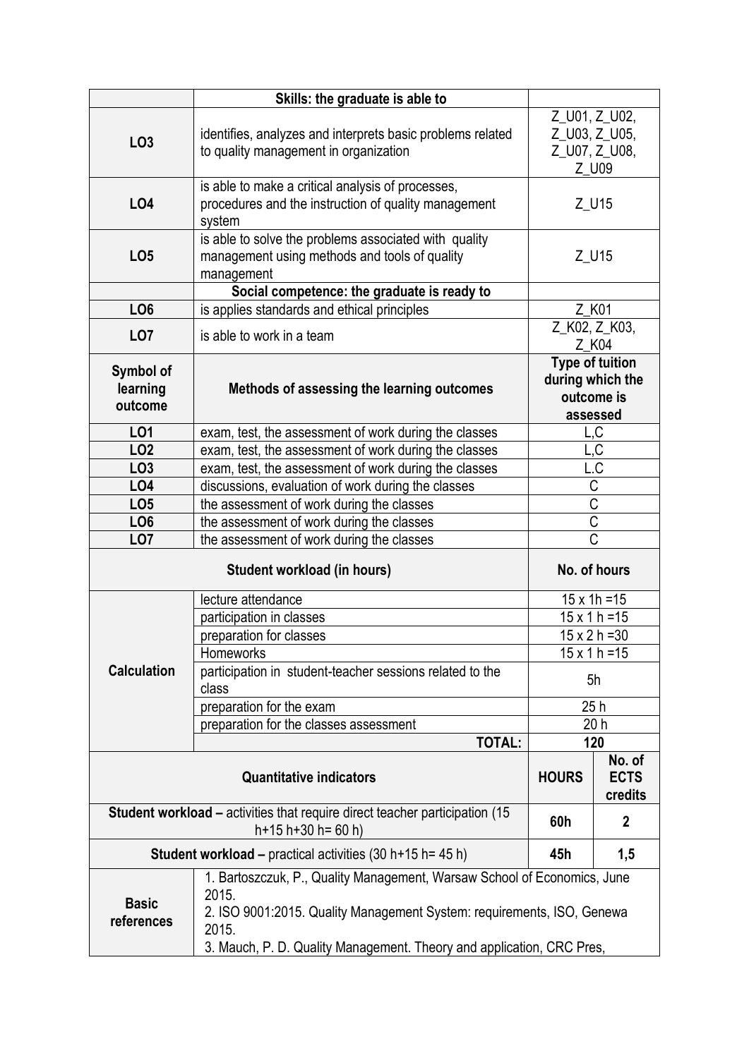| | Skills: the graduate is able to | | |
|---|---|---|---|
| LO3 | identifies, analyzes and interprets basic problems related to quality management in organization | Z_U01, Z_U02, Z_U03, Z_U05, Z_U07, Z_U08, Z_U09 | |
| LO4 | is able to make a critical analysis of processes, procedures and the instruction of quality management system | Z_U15 | |
| LO5 | is able to solve the problems associated with quality management using methods and tools of quality management | Z_U15 | |
| | **Social competence: the graduate is ready to** | | |
| LO6 | is applies standards and ethical principles | Z_K01 | |
| LO7 | is able to work in a team | Z_K02, Z_K03, Z_K04 | |
| **Symbol of learning outcome** | **Methods of assessing the learning outcomes** | **Type of tuition during which the outcome is assessed** | |
| LO1 | exam, test, the assessment of work during the classes | L,C | |
| LO2 | exam, test, the assessment of work during the classes | L,C | |
| LO3 | exam, test, the assessment of work during the classes | L.C | |
| LO4 | discussions, evaluation of work during the classes | C | |
| LO5 | the assessment of work during the classes | C | |
| LO6 | the assessment of work during the classes | C | |
| LO7 | the assessment of work during the classes | C | |
| **Student workload (in hours)** | | **No. of hours** | |
| **Calculation** | lecture attendance | 15 x 1h =15 | |
| | participation in classes | 15 x 1 h =15 | |
| | preparation for classes | 15 x 2 h =30 | |
| | Homeworks | 15 x 1 h =15 | |
| | participation in student-teacher sessions related to the class | 5h | |
| | preparation for the exam | 25 h | |
| | preparation for the classes assessment | 20 h | |
| | **TOTAL:** | **120** | |
| **Quantitative indicators** | | **HOURS** | **No. of ECTS credits** |
| **Student workload –** activities that require direct teacher participation (15 h+15 h+30 h= 60 h) | | **60h** | **2** |
| **Student workload –** practical activities (30 h+15 h= 45 h) | | **45h** | **1,5** |
| **Basic references** | 1. Bartoszczuk, P., Quality Management, Warsaw School of Economics, June 2015.<br>2. ISO 9001:2015. Quality Management System: requirements, ISO, Genewa 2015.<br>3. Mauch, P. D. Quality Management. Theory and application, CRC Pres, | | |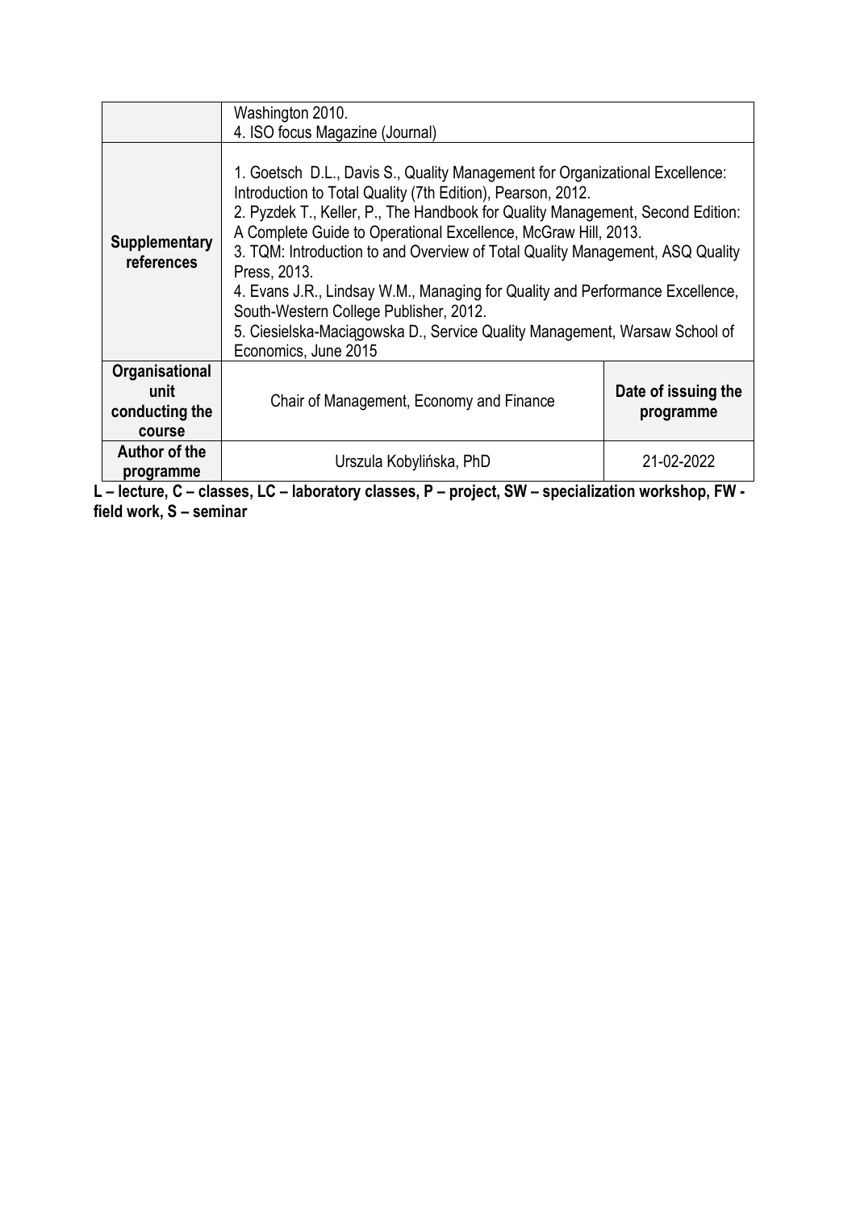| | | |
|---|---|---|
| | Washington 2010.<br>4. ISO focus Magazine (Journal) | |
| **Supplementary references** | 1. Goetsch D.L., Davis S., Quality Management for Organizational Excellence: Introduction to Total Quality (7th Edition), Pearson, 2012.<br>2. Pyzdek T., Keller, P., The Handbook for Quality Management, Second Edition: A Complete Guide to Operational Excellence, McGraw Hill, 2013.<br>3. TQM: Introduction to and Overview of Total Quality Management, ASQ Quality Press, 2013.<br>4. Evans J.R., Lindsay W.M., Managing for Quality and Performance Excellence, South-Western College Publisher, 2012.<br>5. Ciesielska-Maciągowska D., Service Quality Management, Warsaw School of Economics, June 2015 | |
| **Organisational unit conducting the course** | Chair of Management, Economy and Finance | **Date of issuing the programme** |
| **Author of the programme** | Urszula Kobylińska, PhD | 21-02-2022 |

**L – lecture, C – classes, LC – laboratory classes, P – project, SW – specialization workshop, FW - field work, S – seminar**